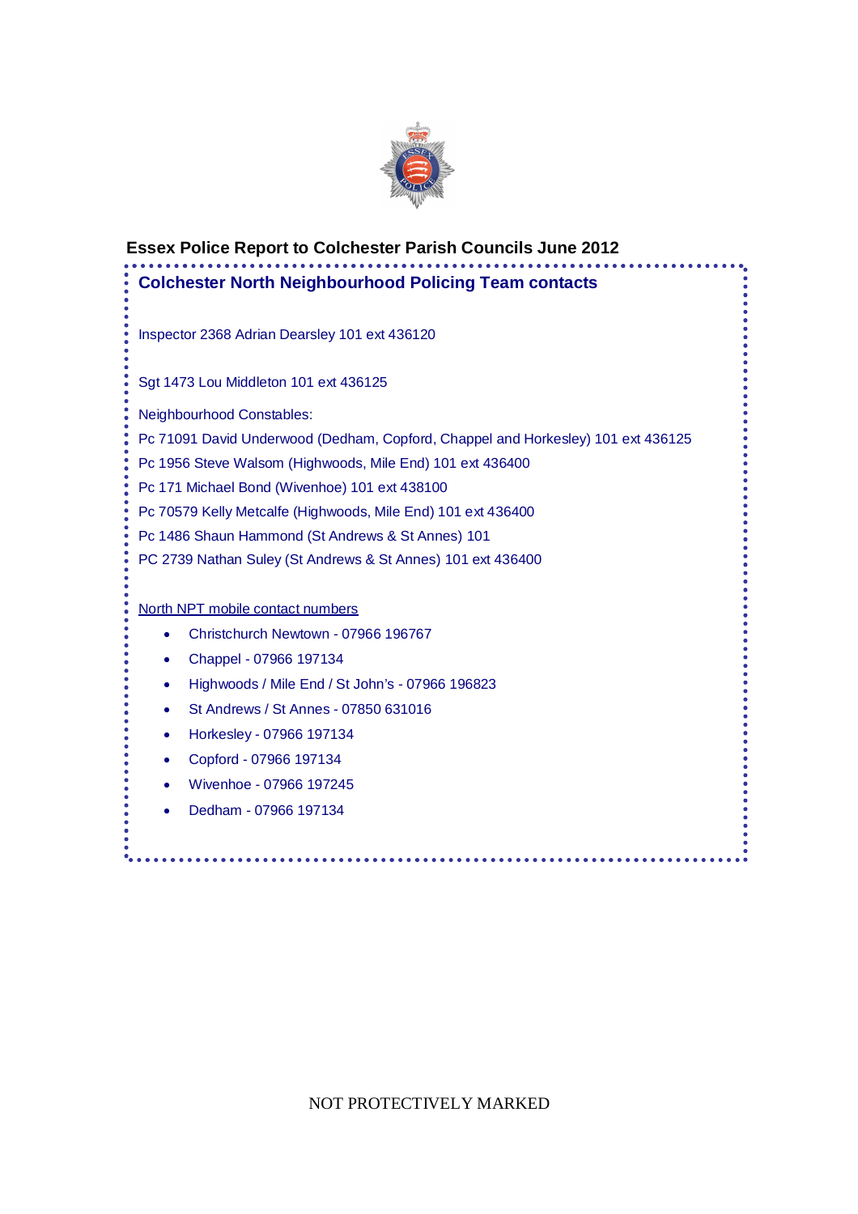# Essex Police Report to Colchester Parish Councils June 2012

## Colchester North Neighbourhood Policing Team contacts

Inspector 2368 Adrian Dearsley 101 ext 436120

Sgt 1473 Lou Middleton 101 ext 436125

Neighbourhood Constables:

Pc 71091 David Underwood (Dedham, Copford, Chappel and Horkesley) 101 ext 436125

Pc 1956 Steve Walsom (Highwoods, Mile End) 101 ext 436400

Pc 171 Michael Bond (Wivenhoe) 101 ext 438100

Pc 70579 Kelly Metcalfe (Highwoods, Mile End) 101 ext 436400

Pc 1486 Shaun Hammond (St Andrews & St Annes) 101

PC 2739 Nathan Suley (St Andrews & St Annes) 101 ext 436400

North NPT mobile contact numbers

- Christchurch Newtown - 07966 196767
- Chappel - 07966 197134
- Highwoods / Mile End / St John's - 07966 196823
- St Andrews / St Annes - 07850 631016
- Horkesley - 07966 197134
- Copford - 07966 197134
- Wivenhoe - 07966 197245
- Dedham - 07966 197134

NOT PROTECTIVELY MARKED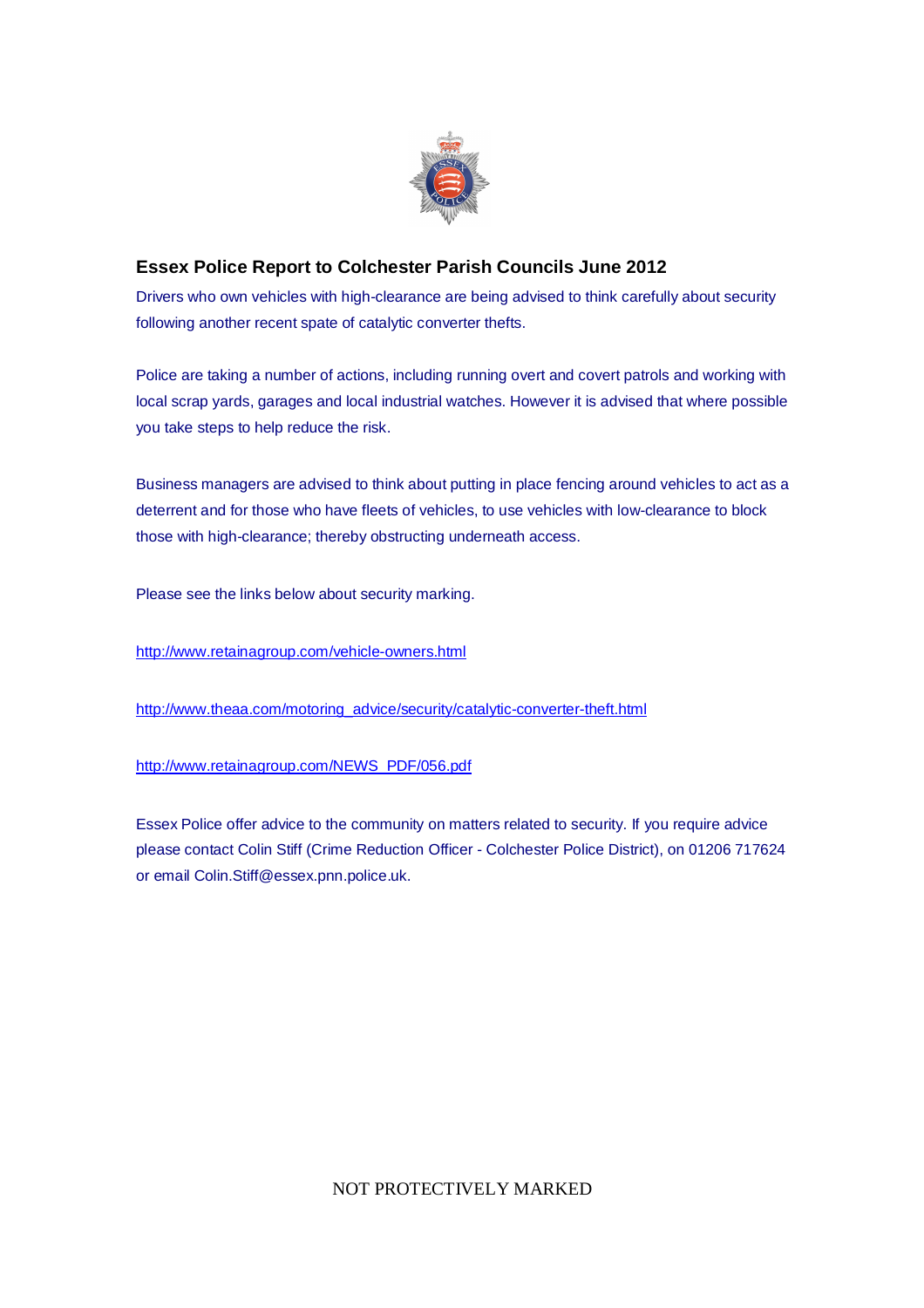## Essex Police Report to Colchester Parish Councils June 2012

Drivers who own vehicles with high-clearance are being advised to think carefully about security following another recent spate of catalytic converter thefts.

Police are taking a number of actions, including running overt and covert patrols and working with local scrap yards, garages and local industrial watches. However it is advised that where possible you take steps to help reduce the risk.

Business managers are advised to think about putting in place fencing around vehicles to act as a deterrent and for those who have fleets of vehicles, to use vehicles with low-clearance to block those with high-clearance; thereby obstructing underneath access.

Please see the links below about security marking.

http://www.retainagroup.com/vehicle-owners.html

http://www.theaa.com/motoring_advice/security/catalytic-converter-theft.html

http://www.retainagroup.com/NEWS_PDF/056.pdf

Essex Police offer advice to the community on matters related to security. If you require advice please contact Colin Stiff (Crime Reduction Officer - Colchester Police District), on 01206 717624 or email Colin.Stiff@essex.pnn.police.uk.

NOT PROTECTIVELY MARKED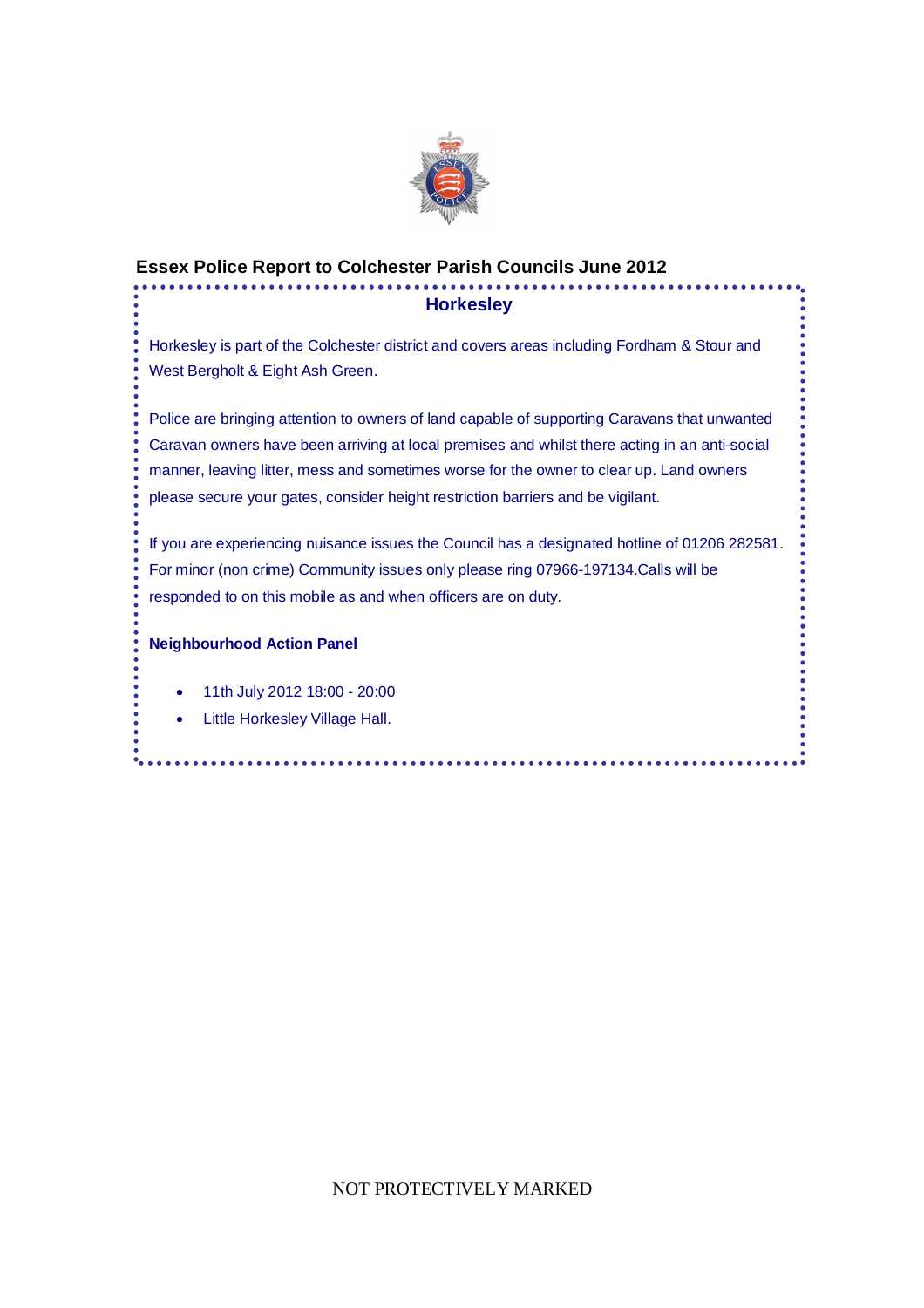## Essex Police Report to Colchester Parish Councils June 2012

### Horkesley

Horkesley is part of the Colchester district and covers areas including Fordham & Stour and West Bergholt & Eight Ash Green.

Police are bringing attention to owners of land capable of supporting Caravans that unwanted Caravan owners have been arriving at local premises and whilst there acting in an anti-social manner, leaving litter, mess and sometimes worse for the owner to clear up. Land owners please secure your gates, consider height restriction barriers and be vigilant.

If you are experiencing nuisance issues the Council has a designated hotline of 01206 282581. For minor (non crime) Community issues only please ring 07966-197134.Calls will be responded to on this mobile as and when officers are on duty.

**Neighbourhood Action Panel**

- 11th July 2012 18:00 - 20:00
- Little Horkesley Village Hall.

NOT PROTECTIVELY MARKED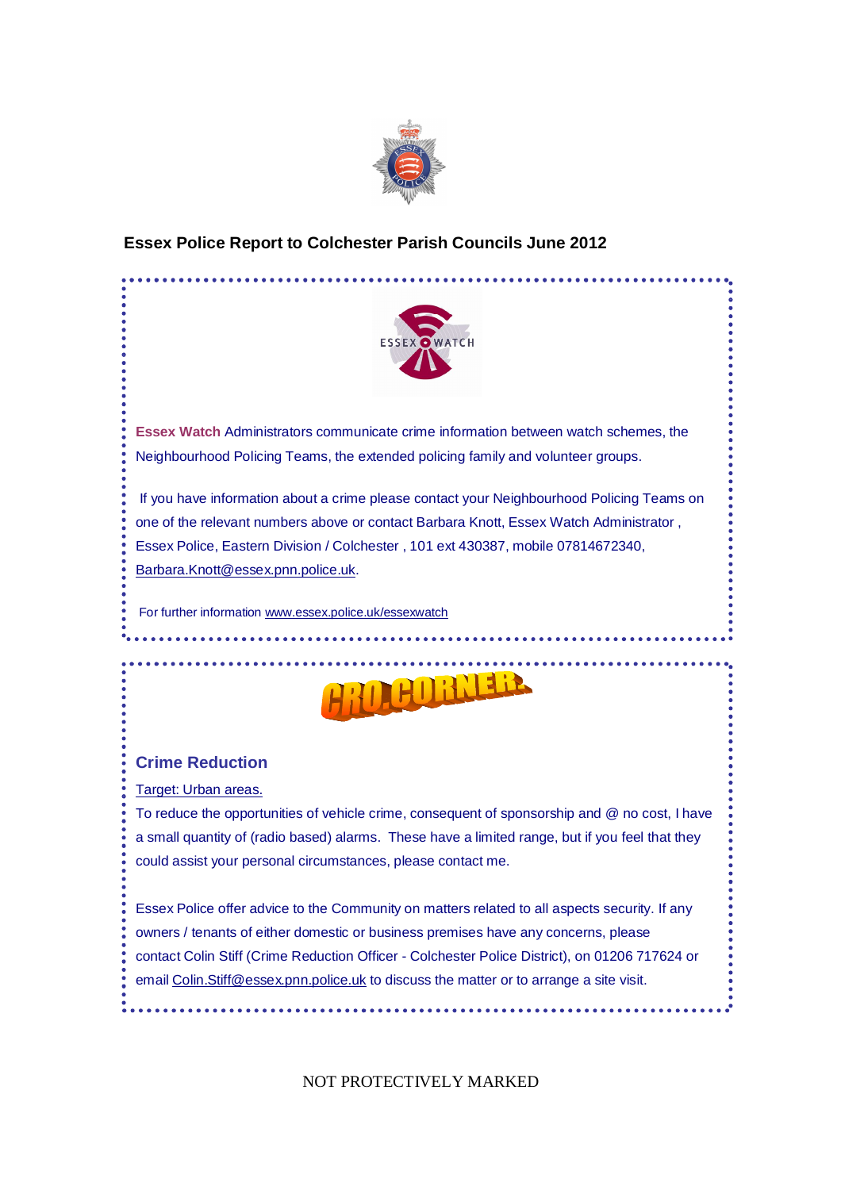## Essex Police Report to Colchester Parish Councils June 2012

ESSEX WATCH

**Essex Watch** Administrators communicate crime information between watch schemes, the Neighbourhood Policing Teams, the extended policing family and volunteer groups.

If you have information about a crime please contact your Neighbourhood Policing Teams on one of the relevant numbers above or contact Barbara Knott, Essex Watch Administrator , Essex Police, Eastern Division / Colchester , 101 ext 430387, mobile 07814672340, Barbara.Knott@essex.pnn.police.uk.

For further information www.essex.police.uk/essexwatch

CRO.CORNER.

### Crime Reduction

Target: Urban areas.

To reduce the opportunities of vehicle crime, consequent of sponsorship and @ no cost, I have a small quantity of (radio based) alarms. These have a limited range, but if you feel that they could assist your personal circumstances, please contact me.

Essex Police offer advice to the Community on matters related to all aspects security. If any owners / tenants of either domestic or business premises have any concerns, please contact Colin Stiff (Crime Reduction Officer - Colchester Police District), on 01206 717624 or email Colin.Stiff@essex.pnn.police.uk to discuss the matter or to arrange a site visit.

NOT PROTECTIVELY MARKED